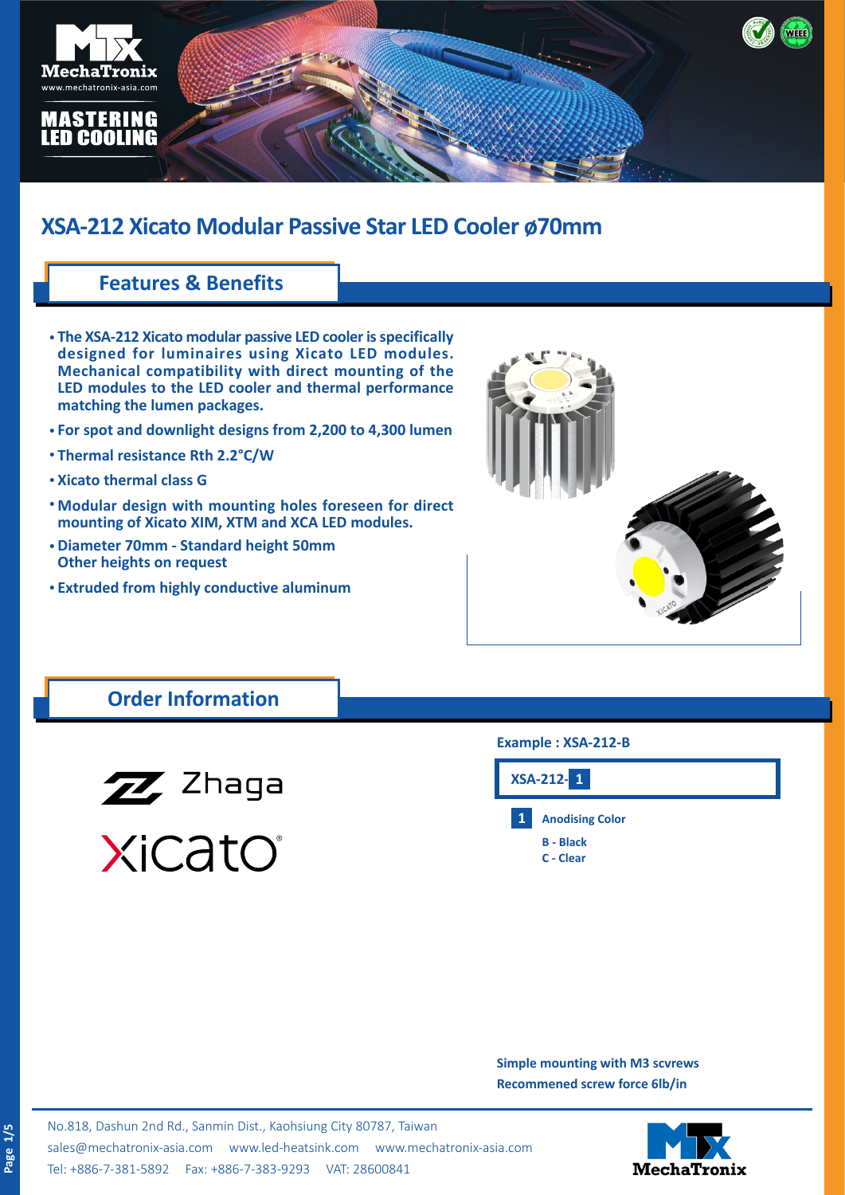MASTERING LED COOLING

# XSA-212 Xicato Modular Passive Star LED Cooler ø70mm

## Features & Benefits

- The XSA-212 Xicato modular passive LED cooler is specifically designed for luminaires using Xicato LED modules. Mechanical compatibility with direct mounting of the LED modules to the LED cooler and thermal performance matching the lumen packages.
- For spot and downlight designs from 2,200 to 4,300 lumen
- Thermal resistance Rth 2.2°C/W
- Xicato thermal class G
- Modular design with mounting holes foreseen for direct mounting of Xicato XIM, XTM and XCA LED modules.
- Diameter 70mm - Standard height 50mm
  Other heights on request
- Extruded from highly conductive aluminum

## Order Information

**Example : XSA-212-B**

**XSA-212- 1**

**1** **Anodising Color**

- **B - Black**
- **C - Clear**

**Simple mounting with M3 scvrews**

**Recommened screw force 6lb/in**

No.818, Dashun 2nd Rd., Sanmin Dist., Kaohsiung City 80787, Taiwan
sales@mechatronix-asia.com www.led-heatsink.com www.mechatronix-asia.com
Tel: +886-7-381-5892 Fax: +886-7-383-9293 VAT: 28600841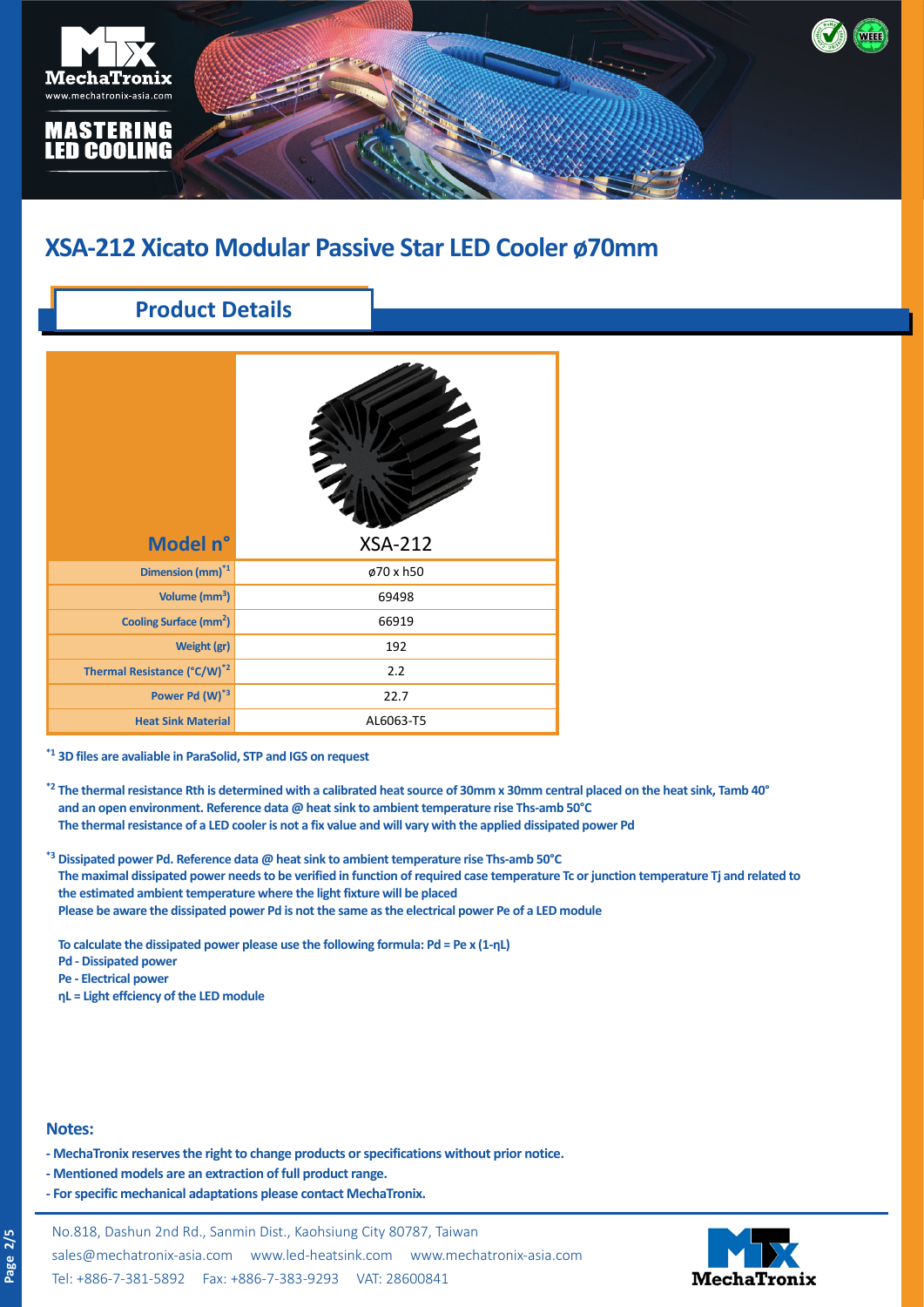# XSA-212 Xicato Modular Passive Star LED Cooler ø70mm

## Product Details

| Model n° | XSA-212 |
| --- | --- |
| Dimension (mm)[*1] | ø70 x h50 |
| Volume ($mm^3$) | 69498 |
| Cooling Surface ($mm^2$) | 66919 |
| Weight (gr) | 192 |
| Thermal Resistance (°C/W)[*2] | 2.2 |
| Power Pd (W)[*3] | 22.7 |
| Heat Sink Material | AL6063-T5 |

[*1] **3D files are avaliable in ParaSolid, STP and IGS on request**

[*2] **The thermal resistance Rth is determined with a calibrated heat source of 30mm x 30mm central placed on the heat sink, Tamb 40° and an open environment. Reference data @ heat sink to ambient temperature rise Ths-amb 50°C**
**The thermal resistance of a LED cooler is not a fix value and will vary with the applied dissipated power Pd**

[*3] **Dissipated power Pd. Reference data @ heat sink to ambient temperature rise Ths-amb 50°C**
**The maximal dissipated power needs to be verified in function of required case temperature Tc or junction temperature Tj and related to the estimated ambient temperature where the light fixture will be placed**
**Please be aware the dissipated power Pd is not the same as the electrical power Pe of a LED module**

**To calculate the dissipated power please use the following formula: $Pd = Pe \times (1-\eta L)$**
**Pd - Dissipated power**
**Pe - Electrical power**
**ηL = Light effciency of the LED module**

### Notes:

- **MechaTronix reserves the right to change products or specifications without prior notice.**
- **Mentioned models are an extraction of full product range.**
- **For specific mechanical adaptations please contact MechaTronix.**

No.818, Dashun 2nd Rd., Sanmin Dist., Kaohsiung City 80787, Taiwan
sales@mechatronix-asia.com www.led-heatsink.com www.mechatronix-asia.com
Tel: +886-7-381-5892 Fax: +886-7-383-9293 VAT: 28600841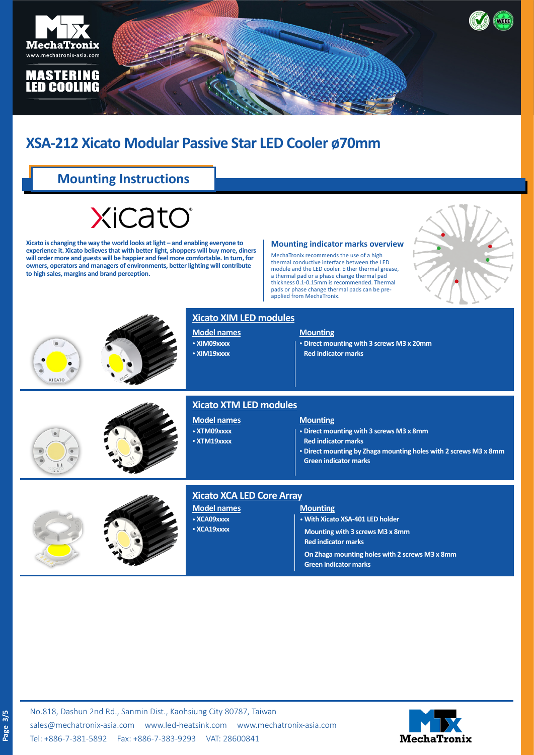# XSA-212 Xicato Modular Passive Star LED Cooler ø70mm

## Mounting Instructions

**Xicato is changing the way the world looks at light – and enabling everyone to experience it. Xicato believes that with better light, shoppers will buy more, diners will order more and guests will be happier and feel more comfortable. In turn, for owners, operators and managers of environments, better lighting will contribute to high sales, margins and brand perception.**

### Mounting indicator marks overview

MechaTronix recommends the use of a high thermal conductive interface between the LED module and the LED cooler. Either thermal grease, a thermal pad or a phase change thermal pad thickness 0.1-0.15mm is recommended. Thermal pads or phase change thermal pads can be pre-applied from MechaTronix.

### Xicato XIM LED modules

| Model names | Mounting |
| --- | --- |
| • XIM09xxxx<br>• XIM19xxxx | • Direct mounting with 3 screws M3 x 20mm<br>Red indicator marks |

### Xicato XTM LED modules

| Model names | Mounting |
| --- | --- |
| • XTM09xxxx<br>• XTM19xxxx | • Direct mounting with 3 screws M3 x 8mm<br>Red indicator marks<br>• Direct mounting by Zhaga mounting holes with 2 screws M3 x 8mm<br>Green indicator marks |

### Xicato XCA LED Core Array

| Model names | Mounting |
| --- | --- |
| • XCA09xxxx<br>• XCA19xxxx | • With Xicato XSA-401 LED holder<br>Mounting with 3 screws M3 x 8mm<br>Red indicator marks<br>On Zhaga mounting holes with 2 screws M3 x 8mm<br>Green indicator marks |

No.818, Dashun 2nd Rd., Sanmin Dist., Kaohsiung City 80787, Taiwan
sales@mechatronix-asia.com www.led-heatsink.com www.mechatronix-asia.com
Tel: +886-7-381-5892 Fax: +886-7-383-9293 VAT: 28600841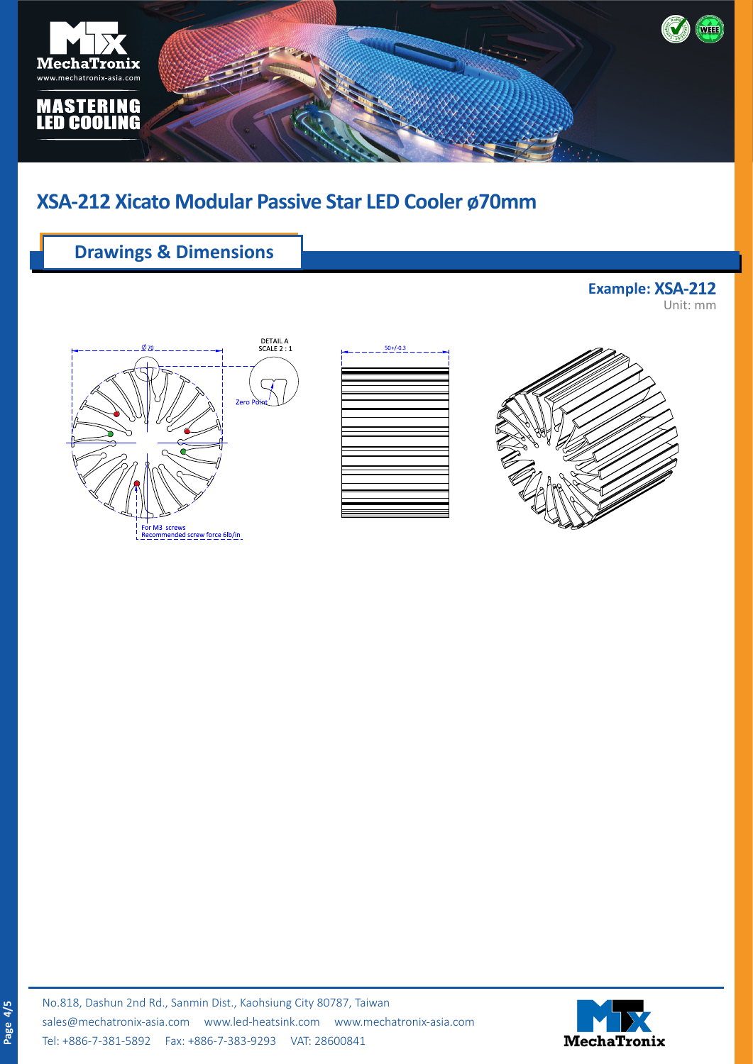# XSA-212 Xicato Modular Passive Star LED Cooler ø70mm

## Drawings & Dimensions

**Example: XSA-212**
Unit: mm

DETAIL A
SCALE 2 : 1

Ø 70

Zero Point

50+/-0.3

For M3 screws
Recommended screw force 6lb/in

No.818, Dashun 2nd Rd., Sanmin Dist., Kaohsiung City 80787, Taiwan
sales@mechatronix-asia.com www.led-heatsink.com www.mechatronix-asia.com
Tel: +886-7-381-5892 Fax: +886-7-383-9293 VAT: 28600841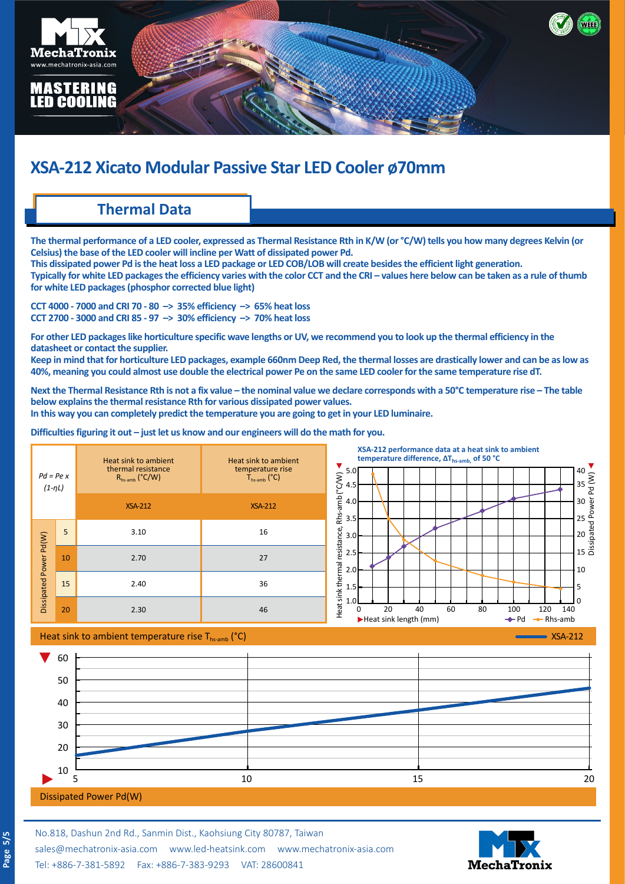# XSA-212 Xicato Modular Passive Star LED Cooler ø70mm

## Thermal Data

**The thermal performance of a LED cooler, expressed as Thermal Resistance Rth in K/W (or °C/W) tells you how many degrees Kelvin (or Celsius) the base of the LED cooler will incline per Watt of dissipated power Pd.**
**This dissipated power Pd is the heat loss a LED package or LED COB/LOB will create besides the efficient light generation.**
**Typically for white LED packages the efficiency varies with the color CCT and the CRI – values here below can be taken as a rule of thumb for white LED packages (phosphor corrected blue light)**

**CCT 4000 - 7000 and CRI 70 - 80 –> 35% efficiency –> 65% heat loss**
**CCT 2700 - 3000 and CRI 85 - 97 –> 30% efficiency –> 70% heat loss**

**For other LED packages like horticulture specific wave lengths or UV, we recommend you to look up the thermal efficiency in the datasheet or contact the supplier.**
**Keep in mind that for horticulture LED packages, example 660nm Deep Red, the thermal losses are drastically lower and can be as low as 40%, meaning you could almost use double the electrical power Pe on the same LED cooler for the same temperature rise dT.**

**Next the Thermal Resistance Rth is not a fix value – the nominal value we declare corresponds with a 50°C temperature rise – The table below explains the thermal resistance Rth for various dissipated power values.**
**In this way you can completely predict the temperature you are going to get in your LED luminaire.**

**Difficulties figuring it out – just let us know and our engineers will do the math for you.**

| $Pd = Pe \times (1\text{-}\eta L)$ | | Heat sink to ambient thermal resistance $R_{hs\text{-}amb}$ (°C/W) | Heat sink to ambient temperature rise $T_{hs\text{-}amb}$ (°C) |
|---|---|---|---|
| | | XSA-212 | XSA-212 |
| Dissipated Power Pd(W) | 5 | 3.10 | 16 |
| | 10 | 2.70 | 27 |
| | 15 | 2.40 | 36 |
| | 20 | 2.30 | 46 |

XSA-212 performance data at a heat sink to ambient temperature difference, $\Delta T_{hs\text{-}amb}$, of 50 °C

Heat sink thermal resistance, Rhs-amb (°C/W): 1.0, 1.5, 2.0, 2.5, 3.0, 3.5, 4.0, 4.5, 5.0
Dissipated Power Pd (W): 0, 5, 10, 15, 20, 25, 30, 35, 40
Heat sink length (mm): 0, 20, 40, 60, 80, 100, 120, 140
Pd, Rhs-amb

Heat sink to ambient temperature rise $T_{hs\text{-}amb}$ (°C) — XSA-212

10, 20, 30, 40, 50, 60
Dissipated Power Pd(W): 5, 10, 15, 20

No.818, Dashun 2nd Rd., Sanmin Dist., Kaohsiung City 80787, Taiwan
sales@mechatronix-asia.com www.led-heatsink.com www.mechatronix-asia.com
Tel: +886-7-381-5892 Fax: +886-7-383-9293 VAT: 28600841